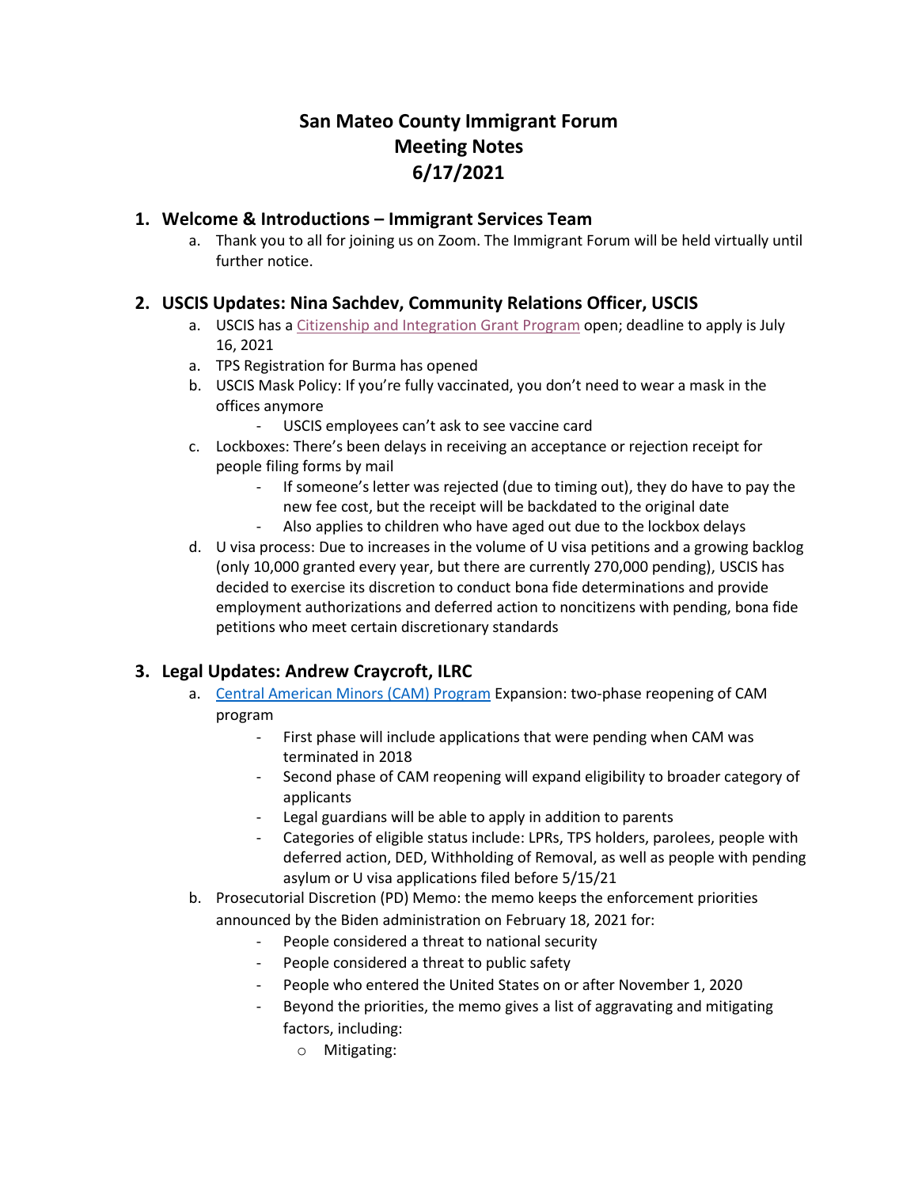# San Mateo County Immigrant Forum
# Meeting Notes
# 6/17/2021

## 1. Welcome & Introductions – Immigrant Services Team

a. Thank you to all for joining us on Zoom. The Immigrant Forum will be held virtually until further notice.

## 2. USCIS Updates: Nina Sachdev, Community Relations Officer, USCIS

a. USCIS has a Citizenship and Integration Grant Program open; deadline to apply is July 16, 2021

a. TPS Registration for Burma has opened

b. USCIS Mask Policy: If you're fully vaccinated, you don't need to wear a mask in the offices anymore
   - USCIS employees can't ask to see vaccine card

c. Lockboxes: There's been delays in receiving an acceptance or rejection receipt for people filing forms by mail
   - If someone's letter was rejected (due to timing out), they do have to pay the new fee cost, but the receipt will be backdated to the original date
   - Also applies to children who have aged out due to the lockbox delays

d. U visa process: Due to increases in the volume of U visa petitions and a growing backlog (only 10,000 granted every year, but there are currently 270,000 pending), USCIS has decided to exercise its discretion to conduct bona fide determinations and provide employment authorizations and deferred action to noncitizens with pending, bona fide petitions who meet certain discretionary standards

## 3. Legal Updates: Andrew Craycroft, ILRC

a. Central American Minors (CAM) Program Expansion: two-phase reopening of CAM program
   - First phase will include applications that were pending when CAM was terminated in 2018
   - Second phase of CAM reopening will expand eligibility to broader category of applicants
   - Legal guardians will be able to apply in addition to parents
   - Categories of eligible status include: LPRs, TPS holders, parolees, people with deferred action, DED, Withholding of Removal, as well as people with pending asylum or U visa applications filed before 5/15/21

b. Prosecutorial Discretion (PD) Memo: the memo keeps the enforcement priorities announced by the Biden administration on February 18, 2021 for:
   - People considered a threat to national security
   - People considered a threat to public safety
   - People who entered the United States on or after November 1, 2020
   - Beyond the priorities, the memo gives a list of aggravating and mitigating factors, including:
     - Mitigating: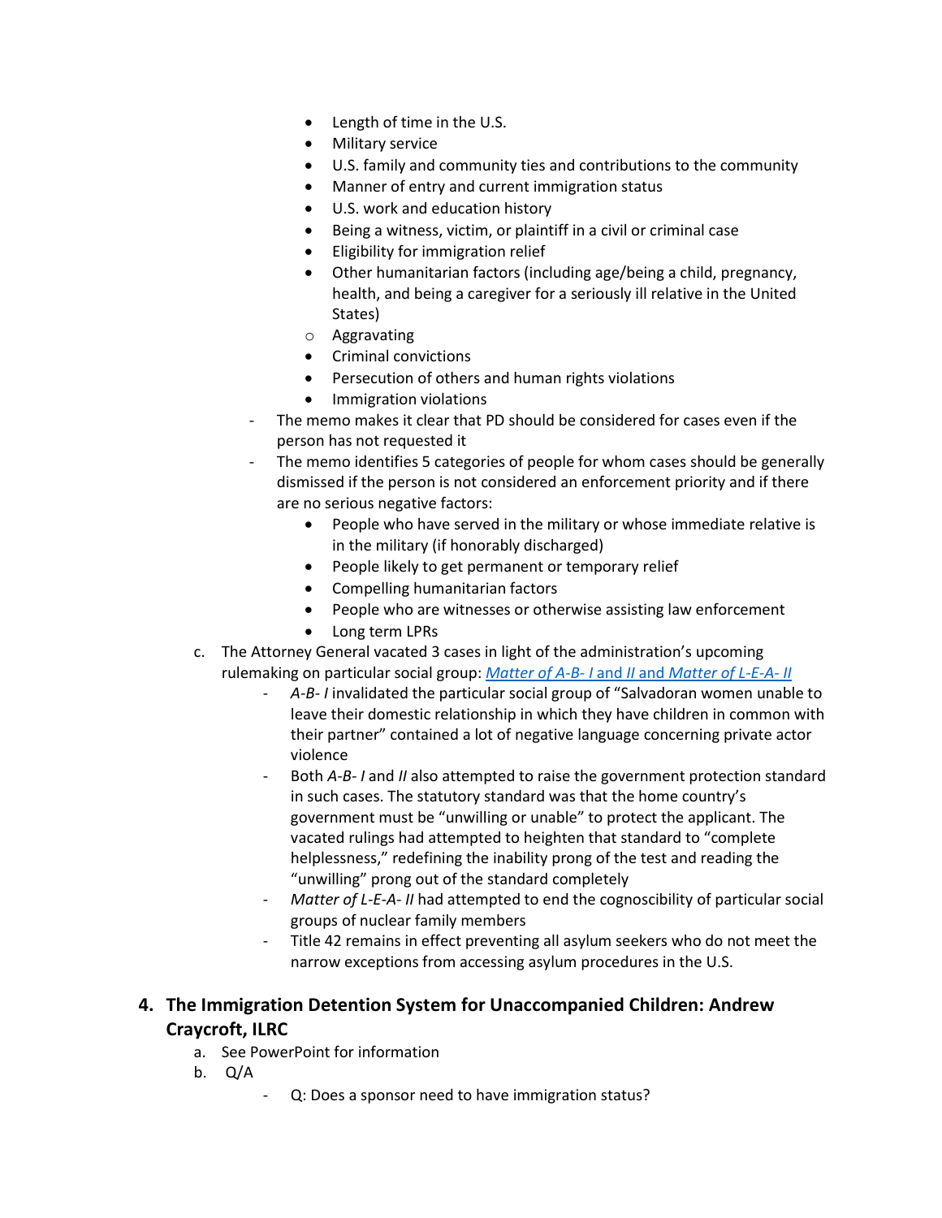- Length of time in the U.S.
- Military service
- U.S. family and community ties and contributions to the community
- Manner of entry and current immigration status
- U.S. work and education history
- Being a witness, victim, or plaintiff in a civil or criminal case
- Eligibility for immigration relief
- Other humanitarian factors (including age/being a child, pregnancy, health, and being a caregiver for a seriously ill relative in the United States)

- Aggravating
  - Criminal convictions
  - Persecution of others and human rights violations
  - Immigration violations

- The memo makes it clear that PD should be considered for cases even if the person has not requested it
- The memo identifies 5 categories of people for whom cases should be generally dismissed if the person is not considered an enforcement priority and if there are no serious negative factors:
  - People who have served in the military or whose immediate relative is in the military (if honorably discharged)
  - People likely to get permanent or temporary relief
  - Compelling humanitarian factors
  - People who are witnesses or otherwise assisting law enforcement
  - Long term LPRs

c. The Attorney General vacated 3 cases in light of the administration's upcoming rulemaking on particular social group: [*Matter of A-B- I* and *II* and *Matter of L-E-A- II*]()

- *A-B- I* invalidated the particular social group of "Salvadoran women unable to leave their domestic relationship in which they have children in common with their partner" contained a lot of negative language concerning private actor violence
- Both *A-B- I* and *II* also attempted to raise the government protection standard in such cases. The statutory standard was that the home country's government must be "unwilling or unable" to protect the applicant. The vacated rulings had attempted to heighten that standard to "complete helplessness," redefining the inability prong of the test and reading the "unwilling" prong out of the standard completely
- *Matter of L-E-A- II* had attempted to end the cognoscibility of particular social groups of nuclear family members
- Title 42 remains in effect preventing all asylum seekers who do not meet the narrow exceptions from accessing asylum procedures in the U.S.

## 4. The Immigration Detention System for Unaccompanied Children: Andrew Craycroft, ILRC

a. See PowerPoint for information

b. Q/A

- Q: Does a sponsor need to have immigration status?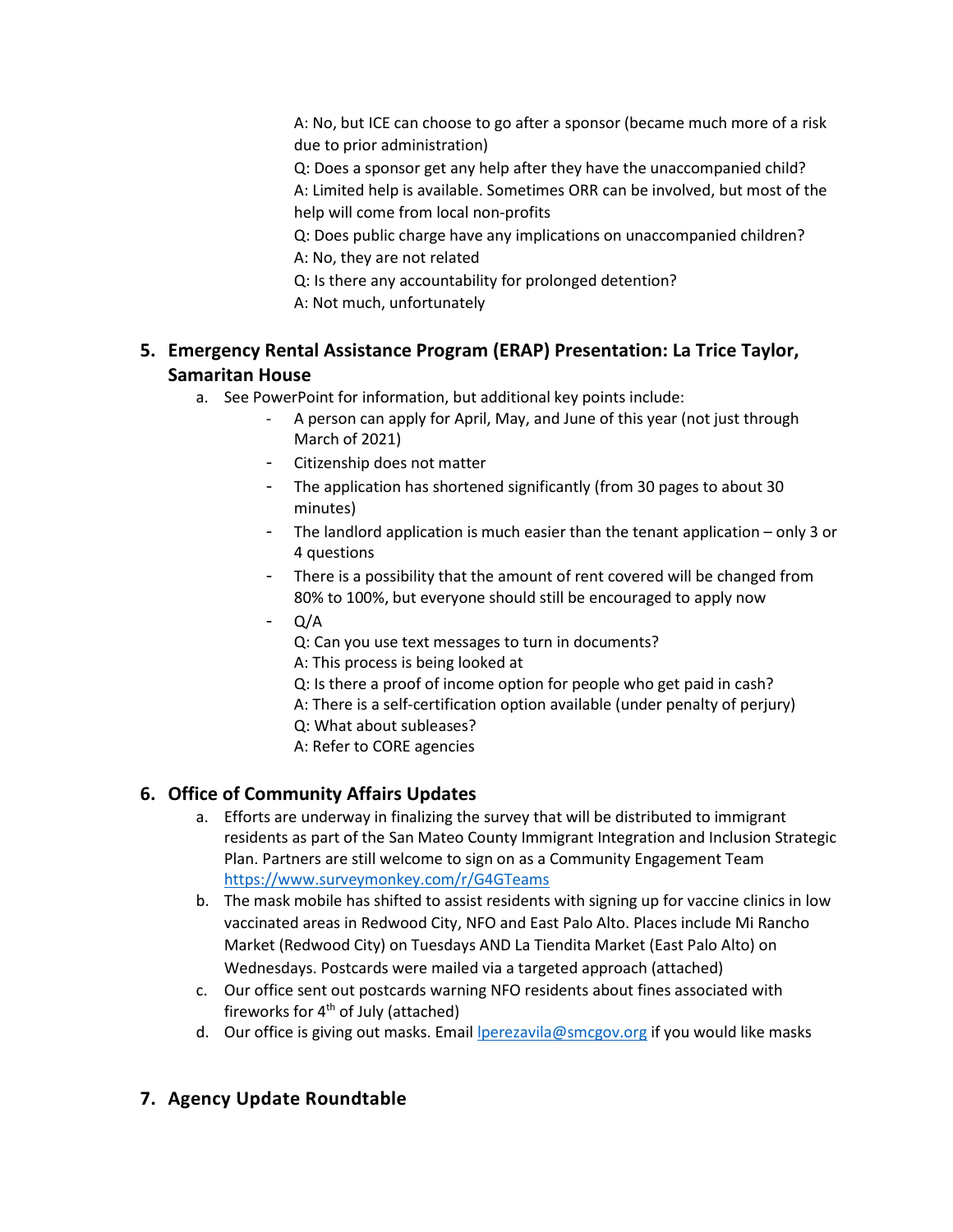A: No, but ICE can choose to go after a sponsor (became much more of a risk due to prior administration)

Q: Does a sponsor get any help after they have the unaccompanied child?

A: Limited help is available. Sometimes ORR can be involved, but most of the help will come from local non-profits

Q: Does public charge have any implications on unaccompanied children?

A: No, they are not related

Q: Is there any accountability for prolonged detention?

A: Not much, unfortunately

## 5. Emergency Rental Assistance Program (ERAP) Presentation: La Trice Taylor, Samaritan House

a. See PowerPoint for information, but additional key points include:

- A person can apply for April, May, and June of this year (not just through March of 2021)
- Citizenship does not matter
- The application has shortened significantly (from 30 pages to about 30 minutes)
- The landlord application is much easier than the tenant application – only 3 or 4 questions
- There is a possibility that the amount of rent covered will be changed from 80% to 100%, but everyone should still be encouraged to apply now
- Q/A

  Q: Can you use text messages to turn in documents?

  A: This process is being looked at

  Q: Is there a proof of income option for people who get paid in cash?

  A: There is a self-certification option available (under penalty of perjury)

  Q: What about subleases?

  A: Refer to CORE agencies

## 6. Office of Community Affairs Updates

a. Efforts are underway in finalizing the survey that will be distributed to immigrant residents as part of the San Mateo County Immigrant Integration and Inclusion Strategic Plan. Partners are still welcome to sign on as a Community Engagement Team https://www.surveymonkey.com/r/G4GTeams

b. The mask mobile has shifted to assist residents with signing up for vaccine clinics in low vaccinated areas in Redwood City, NFO and East Palo Alto. Places include Mi Rancho Market (Redwood City) on Tuesdays AND La Tiendita Market (East Palo Alto) on Wednesdays. Postcards were mailed via a targeted approach (attached)

c. Our office sent out postcards warning NFO residents about fines associated with fireworks for 4th of July (attached)

d. Our office is giving out masks. Email lperezavila@smcgov.org if you would like masks

## 7. Agency Update Roundtable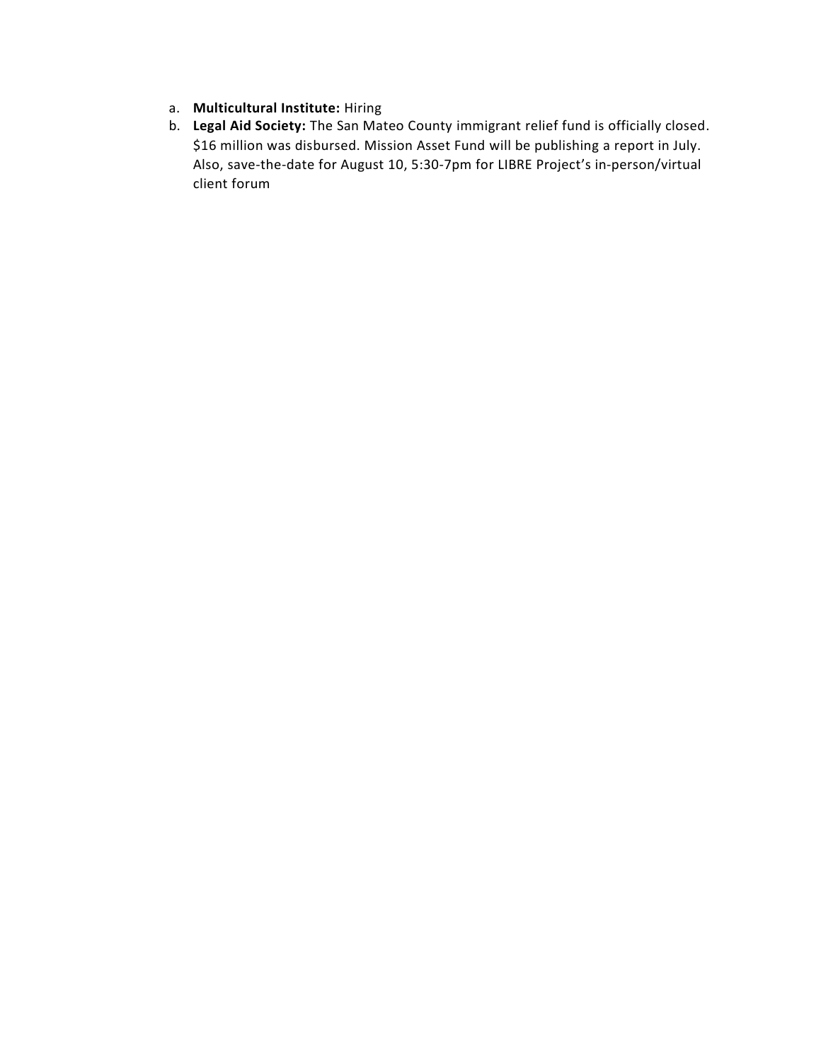a. **Multicultural Institute:** Hiring
b. **Legal Aid Society:** The San Mateo County immigrant relief fund is officially closed. $16 million was disbursed. Mission Asset Fund will be publishing a report in July. Also, save-the-date for August 10, 5:30-7pm for LIBRE Project's in-person/virtual client forum